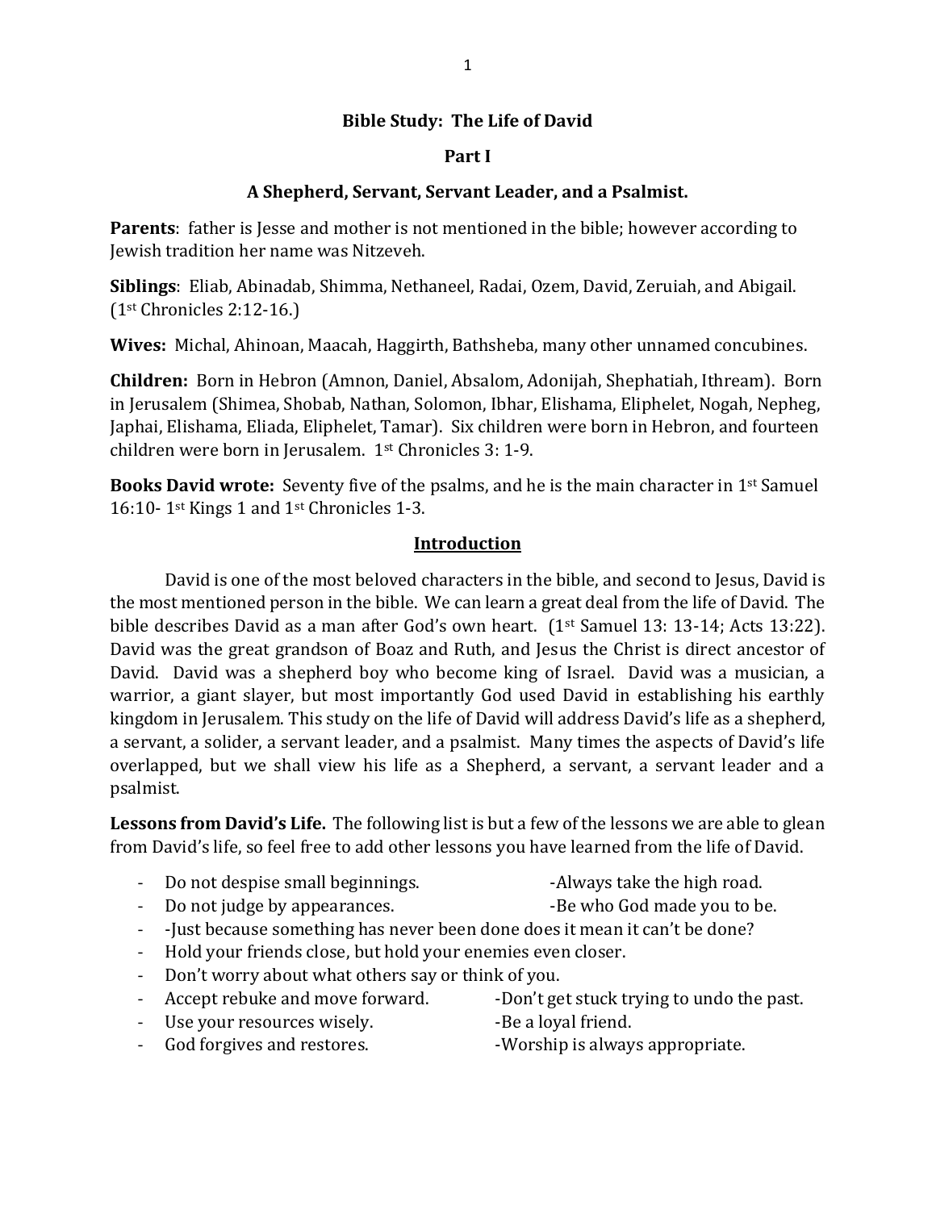# Bible Study: The Life of David

## Part I

### A Shepherd, Servant, Servant Leader, and a Psalmist.

**Parents**: father is Jesse and mother is not mentioned in the bible; however according to Jewish tradition her name was Nitzeveh.

**Siblings**: Eliab, Abinadab, Shimma, Nethaneel, Radai, Ozem, David, Zeruiah, and Abigail. (1st Chronicles 2:12-16.)

**Wives:** Michal, Ahinoan, Maacah, Haggirth, Bathsheba, many other unnamed concubines.

**Children:** Born in Hebron (Amnon, Daniel, Absalom, Adonijah, Shephatiah, Ithream). Born in Jerusalem (Shimea, Shobab, Nathan, Solomon, Ibhar, Elishama, Eliphelet, Nogah, Nepheg, Japhai, Elishama, Eliada, Eliphelet, Tamar). Six children were born in Hebron, and fourteen children were born in Jerusalem. 1st Chronicles 3: 1-9.

**Books David wrote:** Seventy five of the psalms, and he is the main character in 1st Samuel 16:10- 1st Kings 1 and 1st Chronicles 1-3.

## Introduction

David is one of the most beloved characters in the bible, and second to Jesus, David is the most mentioned person in the bible. We can learn a great deal from the life of David. The bible describes David as a man after God's own heart. (1st Samuel 13: 13-14; Acts 13:22). David was the great grandson of Boaz and Ruth, and Jesus the Christ is direct ancestor of David. David was a shepherd boy who become king of Israel. David was a musician, a warrior, a giant slayer, but most importantly God used David in establishing his earthly kingdom in Jerusalem. This study on the life of David will address David's life as a shepherd, a servant, a solider, a servant leader, and a psalmist. Many times the aspects of David's life overlapped, but we shall view his life as a Shepherd, a servant, a servant leader and a psalmist.

**Lessons from David's Life.** The following list is but a few of the lessons we are able to glean from David's life, so feel free to add other lessons you have learned from the life of David.

- Do not despise small beginnings.
- Always take the high road.
- Do not judge by appearances.
- Be who God made you to be.
- -Just because something has never been done does it mean it can't be done?
- Hold your friends close, but hold your enemies even closer.
- Don't worry about what others say or think of you.
- Accept rebuke and move forward.
- Don't get stuck trying to undo the past.
- Use your resources wisely.
- Be a loyal friend.
- God forgives and restores.
- Worship is always appropriate.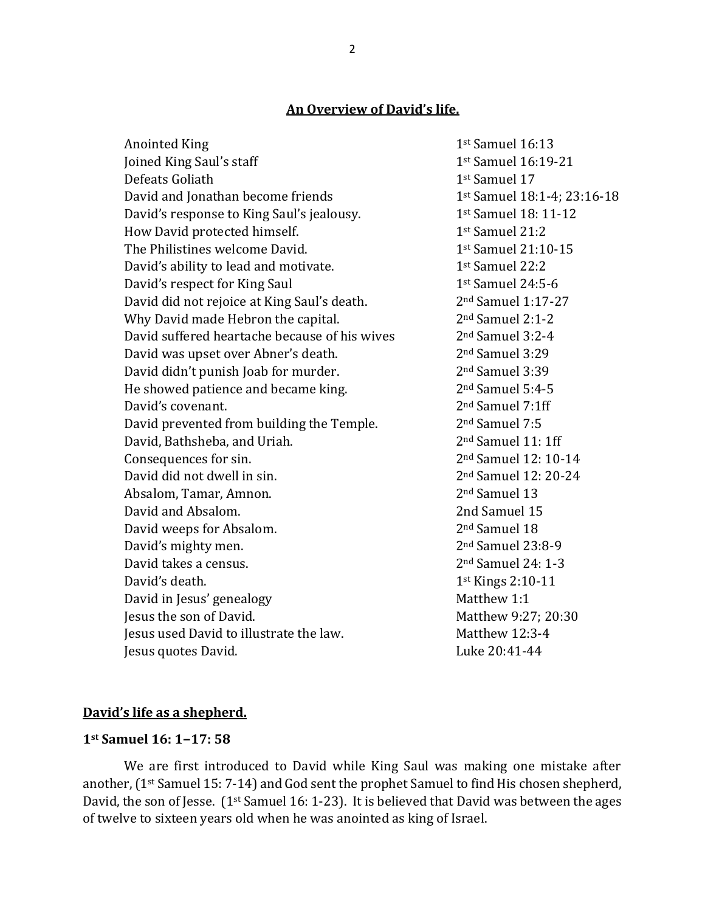## An Overview of David's life.

| | |
|---|---|
| Anointed King | 1st Samuel 16:13 |
| Joined King Saul's staff | 1st Samuel 16:19-21 |
| Defeats Goliath | 1st Samuel 17 |
| David and Jonathan become friends | 1st Samuel 18:1-4; 23:16-18 |
| David's response to King Saul's jealousy. | 1st Samuel 18: 11-12 |
| How David protected himself. | 1st Samuel 21:2 |
| The Philistines welcome David. | 1st Samuel 21:10-15 |
| David's ability to lead and motivate. | 1st Samuel 22:2 |
| David's respect for King Saul | 1st Samuel 24:5-6 |
| David did not rejoice at King Saul's death. | 2nd Samuel 1:17-27 |
| Why David made Hebron the capital. | 2nd Samuel 2:1-2 |
| David suffered heartache because of his wives | 2nd Samuel 3:2-4 |
| David was upset over Abner's death. | 2nd Samuel 3:29 |
| David didn't punish Joab for murder. | 2nd Samuel 3:39 |
| He showed patience and became king. | 2nd Samuel 5:4-5 |
| David's covenant. | 2nd Samuel 7:1ff |
| David prevented from building the Temple. | 2nd Samuel 7:5 |
| David, Bathsheba, and Uriah. | 2nd Samuel 11: 1ff |
| Consequences for sin. | 2nd Samuel 12: 10-14 |
| David did not dwell in sin. | 2nd Samuel 12: 20-24 |
| Absalom, Tamar, Amnon. | 2nd Samuel 13 |
| David and Absalom. | 2nd Samuel 15 |
| David weeps for Absalom. | 2nd Samuel 18 |
| David's mighty men. | 2nd Samuel 23:8-9 |
| David takes a census. | 2nd Samuel 24: 1-3 |
| David's death. | 1st Kings 2:10-11 |
| David in Jesus' genealogy | Matthew 1:1 |
| Jesus the son of David. | Matthew 9:27; 20:30 |
| Jesus used David to illustrate the law. | Matthew 12:3-4 |
| Jesus quotes David. | Luke 20:41-44 |

## David's life as a shepherd.

### 1st Samuel 16: 1–17: 58

We are first introduced to David while King Saul was making one mistake after another, (1st Samuel 15: 7-14) and God sent the prophet Samuel to find His chosen shepherd, David, the son of Jesse. (1st Samuel 16: 1-23). It is believed that David was between the ages of twelve to sixteen years old when he was anointed as king of Israel.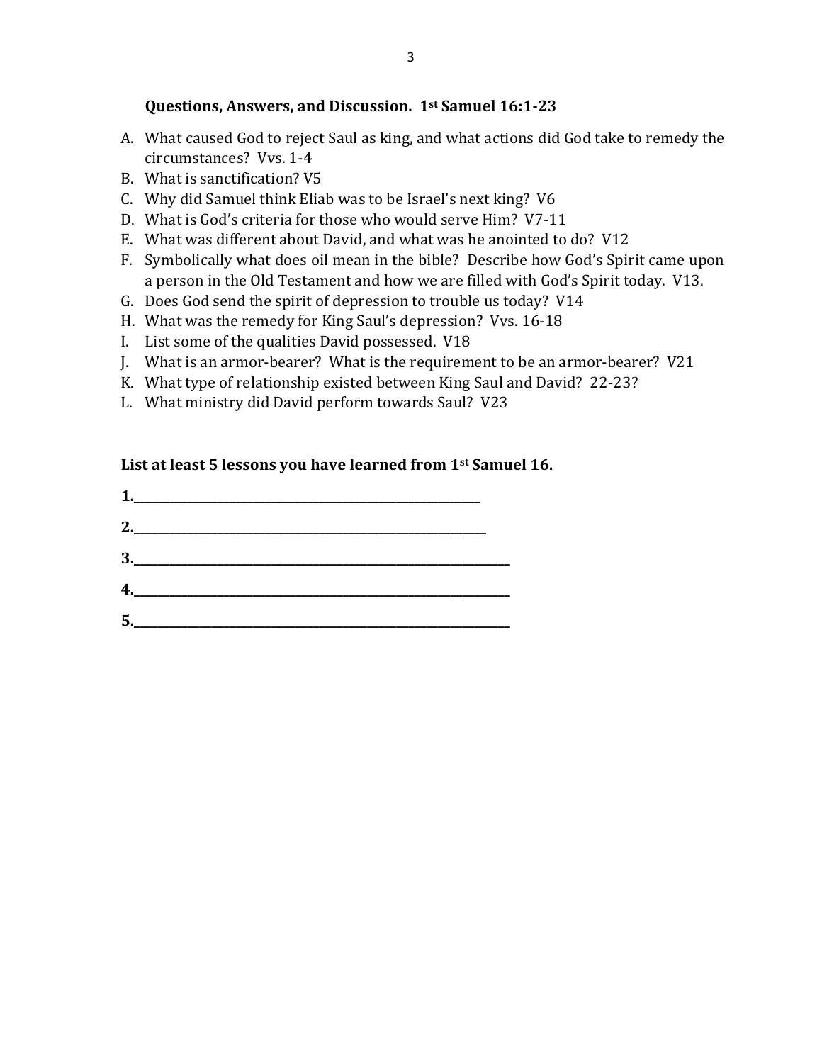**Questions, Answers, and Discussion. 1st Samuel 16:1-23**

A. What caused God to reject Saul as king, and what actions did God take to remedy the circumstances? Vvs. 1-4
B. What is sanctification? V5
C. Why did Samuel think Eliab was to be Israel's next king? V6
D. What is God's criteria for those who would serve Him? V7-11
E. What was different about David, and what was he anointed to do? V12
F. Symbolically what does oil mean in the bible? Describe how God's Spirit came upon a person in the Old Testament and how we are filled with God's Spirit today. V13.
G. Does God send the spirit of depression to trouble us today? V14
H. What was the remedy for King Saul's depression? Vvs. 16-18
I. List some of the qualities David possessed. V18
J. What is an armor-bearer? What is the requirement to be an armor-bearer? V21
K. What type of relationship existed between King Saul and David? 22-23?
L. What ministry did David perform towards Saul? V23

**List at least 5 lessons you have learned from 1st Samuel 16.**

**1.**______________________________________________

**2.**______________________________________________

**3.**______________________________________________

**4.**______________________________________________

**5.**______________________________________________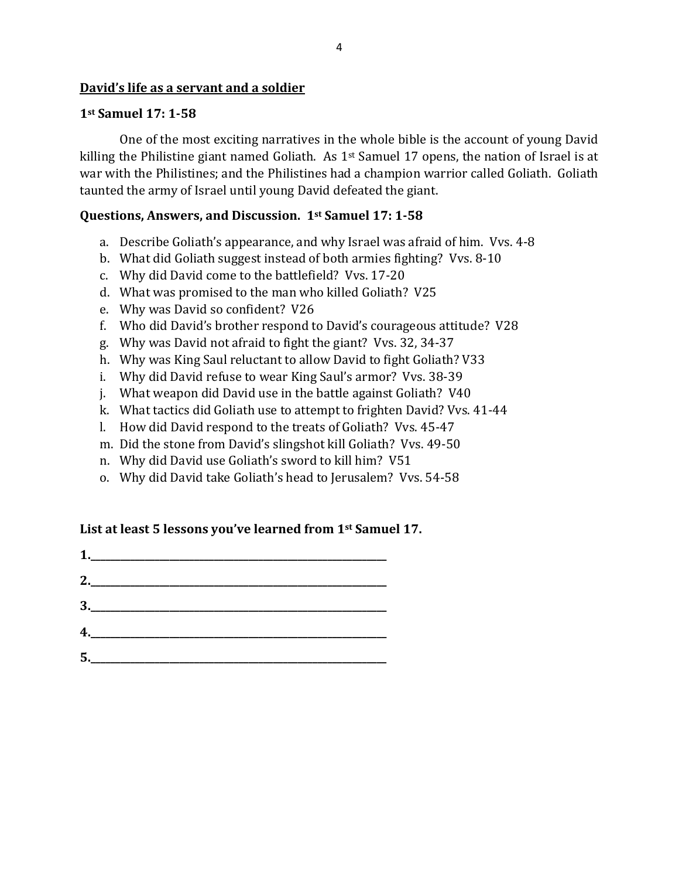**<u>David's life as a servant and a soldier</u>**

**1st Samuel 17: 1-58**

One of the most exciting narratives in the whole bible is the account of young David killing the Philistine giant named Goliath. As 1st Samuel 17 opens, the nation of Israel is at war with the Philistines; and the Philistines had a champion warrior called Goliath. Goliath taunted the army of Israel until young David defeated the giant.

**Questions, Answers, and Discussion. 1st Samuel 17: 1-58**

a. Describe Goliath's appearance, and why Israel was afraid of him. Vvs. 4-8
b. What did Goliath suggest instead of both armies fighting? Vvs. 8-10
c. Why did David come to the battlefield? Vvs. 17-20
d. What was promised to the man who killed Goliath? V25
e. Why was David so confident? V26
f. Who did David's brother respond to David's courageous attitude? V28
g. Why was David not afraid to fight the giant? Vvs. 32, 34-37
h. Why was King Saul reluctant to allow David to fight Goliath? V33
i. Why did David refuse to wear King Saul's armor? Vvs. 38-39
j. What weapon did David use in the battle against Goliath? V40
k. What tactics did Goliath use to attempt to frighten David? Vvs. 41-44
l. How did David respond to the treats of Goliath? Vvs. 45-47
m. Did the stone from David's slingshot kill Goliath? Vvs. 49-50
n. Why did David use Goliath's sword to kill him? V51
o. Why did David take Goliath's head to Jerusalem? Vvs. 54-58

**List at least 5 lessons you've learned from 1st Samuel 17.**

**1.**______________________________________________

**2.**______________________________________________

**3.**______________________________________________

**4.**______________________________________________

**5.**______________________________________________